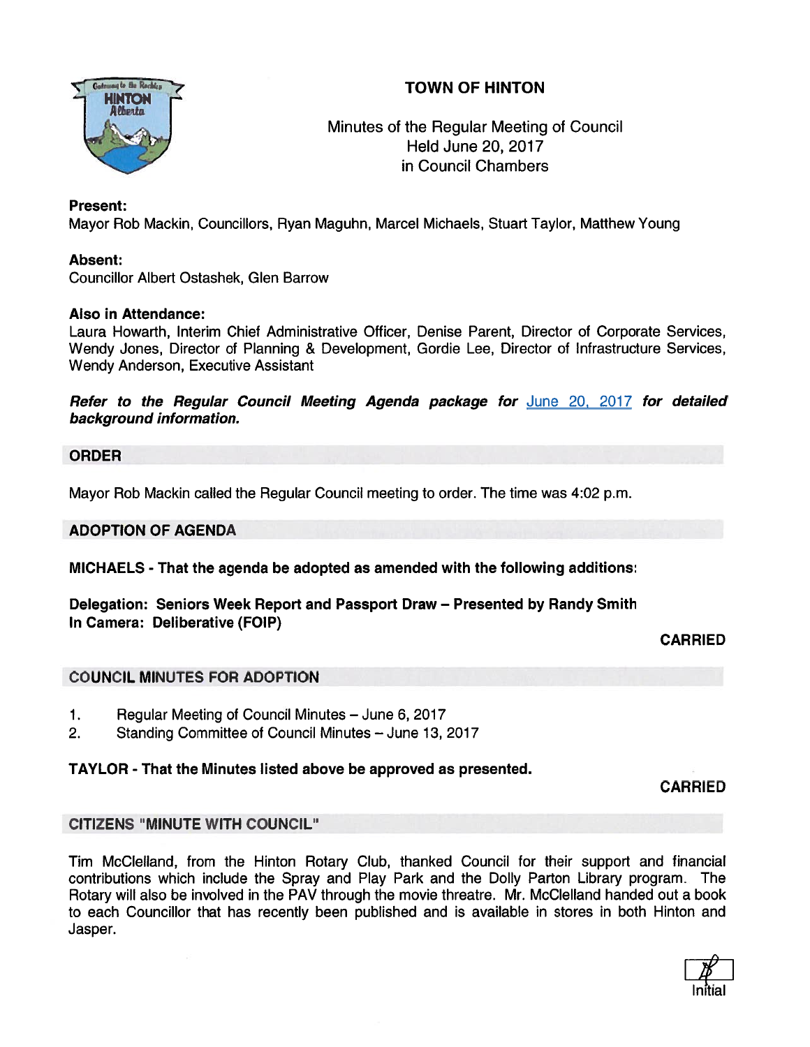# TOWN OF HINTON

Minutes of the Regular Meeting of Council
Held June 20, 2017
in Council Chambers

**Present:**
Mayor Rob Mackin, Councillors, Ryan Maguhn, Marcel Michaels, Stuart Taylor, Matthew Young

**Absent:**
Councillor Albert Ostashek, Glen Barrow

**Also in Attendance:**
Laura Howarth, Interim Chief Administrative Officer, Denise Parent, Director of Corporate Services, Wendy Jones, Director of Planning & Development, Gordie Lee, Director of Infrastructure Services, Wendy Anderson, Executive Assistant

***Refer to the Regular Council Meeting Agenda package for*** June 20, 2017 ***for detailed background information.***

## ORDER

Mayor Rob Mackin called the Regular Council meeting to order. The time was 4:02 p.m.

## ADOPTION OF AGENDA

**MICHAELS - That the agenda be adopted as amended with the following additions:**

**Delegation: Seniors Week Report and Passport Draw – Presented by Randy Smith**
**In Camera: Deliberative (FOIP)**

**CARRIED**

## COUNCIL MINUTES FOR ADOPTION

1. Regular Meeting of Council Minutes – June 6, 2017
2. Standing Committee of Council Minutes – June 13, 2017

**TAYLOR - That the Minutes listed above be approved as presented.**

**CARRIED**

## CITIZENS "MINUTE WITH COUNCIL"

Tim McClelland, from the Hinton Rotary Club, thanked Council for their support and financial contributions which include the Spray and Play Park and the Dolly Parton Library program. The Rotary will also be involved in the PAV through the movie threatre. Mr. McClelland handed out a book to each Councillor that has recently been published and is available in stores in both Hinton and Jasper.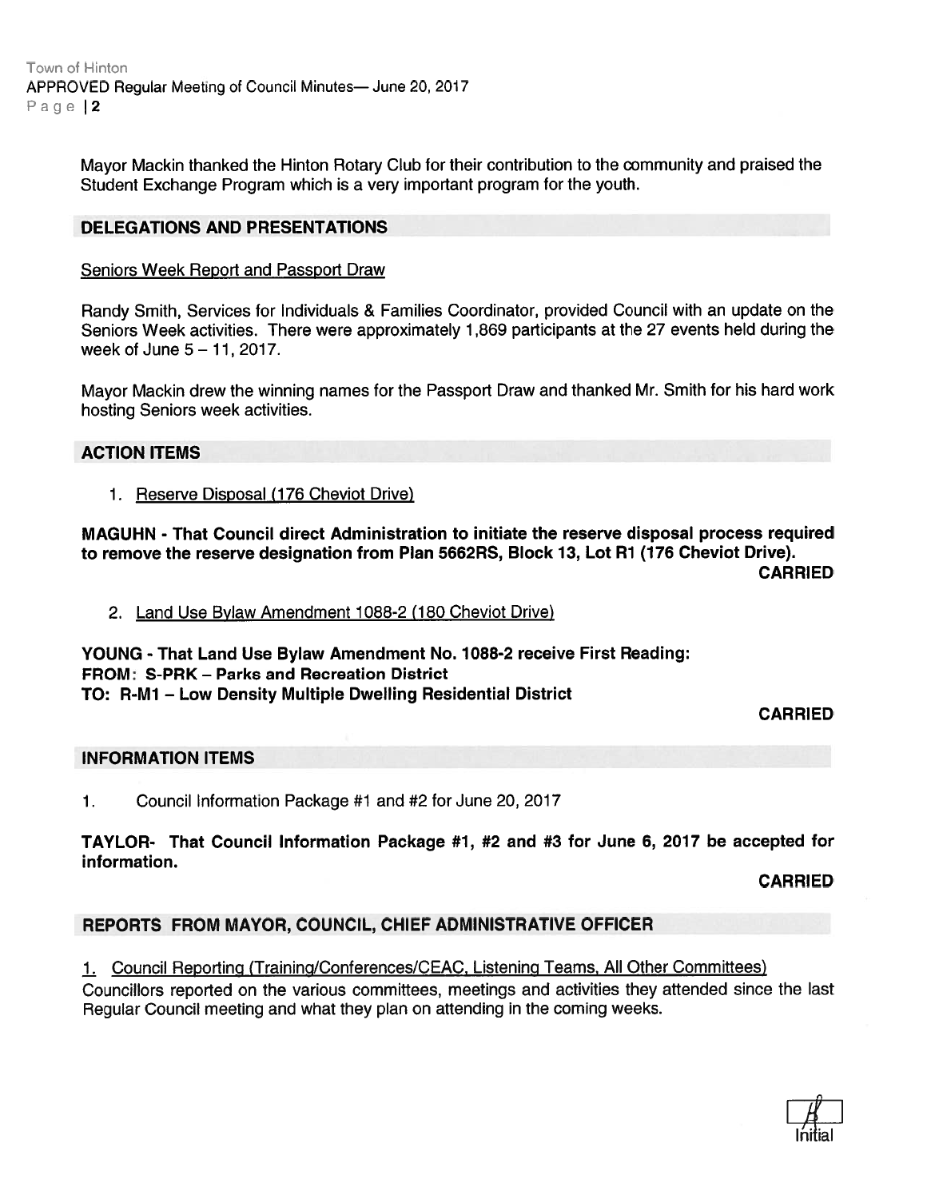Mayor Mackin thanked the Hinton Rotary Club for their contribution to the community and praised the Student Exchange Program which is a very important program for the youth.

## DELEGATIONS AND PRESENTATIONS

Seniors Week Report and Passport Draw

Randy Smith, Services for Individuals & Families Coordinator, provided Council with an update on the Seniors Week activities. There were approximately 1,869 participants at the 27 events held during the week of June 5 – 11, 2017.

Mayor Mackin drew the winning names for the Passport Draw and thanked Mr. Smith for his hard work hosting Seniors week activities.

## ACTION ITEMS

1. Reserve Disposal (176 Cheviot Drive)

**MAGUHN - That Council direct Administration to initiate the reserve disposal process required to remove the reserve designation from Plan 5662RS, Block 13, Lot R1 (176 Cheviot Drive).**

**CARRIED**

2. Land Use Bylaw Amendment 1088-2 (180 Cheviot Drive)

**YOUNG - That Land Use Bylaw Amendment No. 1088-2 receive First Reading:**
**FROM: S-PRK – Parks and Recreation District**
**TO: R-M1 – Low Density Multiple Dwelling Residential District**

**CARRIED**

## INFORMATION ITEMS

1. Council Information Package #1 and #2 for June 20, 2017

**TAYLOR- That Council Information Package #1, #2 and #3 for June 6, 2017 be accepted for information.**

**CARRIED**

## REPORTS FROM MAYOR, COUNCIL, CHIEF ADMINISTRATIVE OFFICER

1. Council Reporting (Training/Conferences/CEAC, Listening Teams, All Other Committees)

Councillors reported on the various committees, meetings and activities they attended since the last Regular Council meeting and what they plan on attending in the coming weeks.

Initial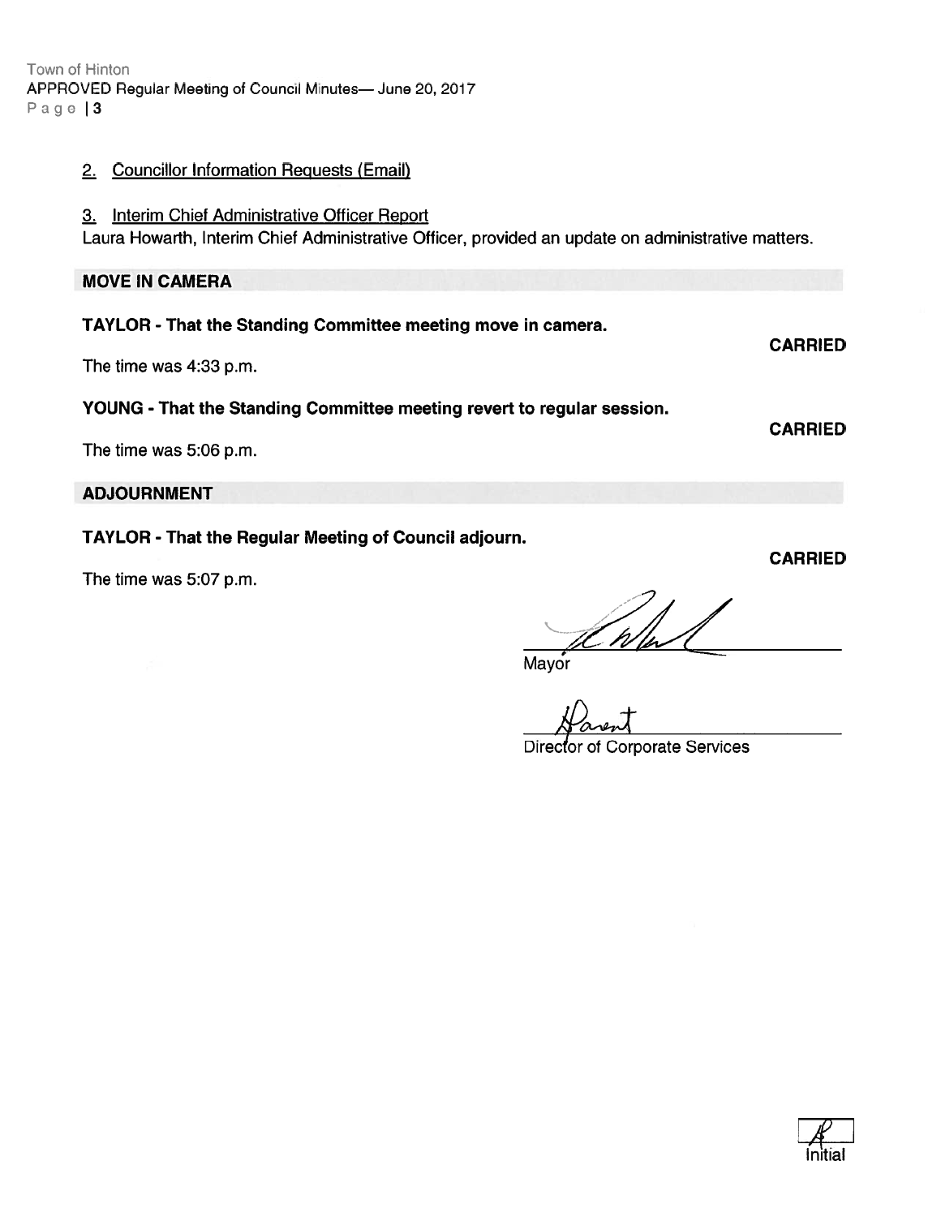2. Councillor Information Requests (Email)

3. Interim Chief Administrative Officer Report

Laura Howarth, Interim Chief Administrative Officer, provided an update on administrative matters.

## MOVE IN CAMERA

**TAYLOR - That the Standing Committee meeting move in camera.**

**CARRIED**

The time was 4:33 p.m.

**YOUNG - That the Standing Committee meeting revert to regular session.**

**CARRIED**

The time was 5:06 p.m.

## ADJOURNMENT

**TAYLOR - That the Regular Meeting of Council adjourn.**

**CARRIED**

The time was 5:07 p.m.

Mayor

Director of Corporate Services

Initial